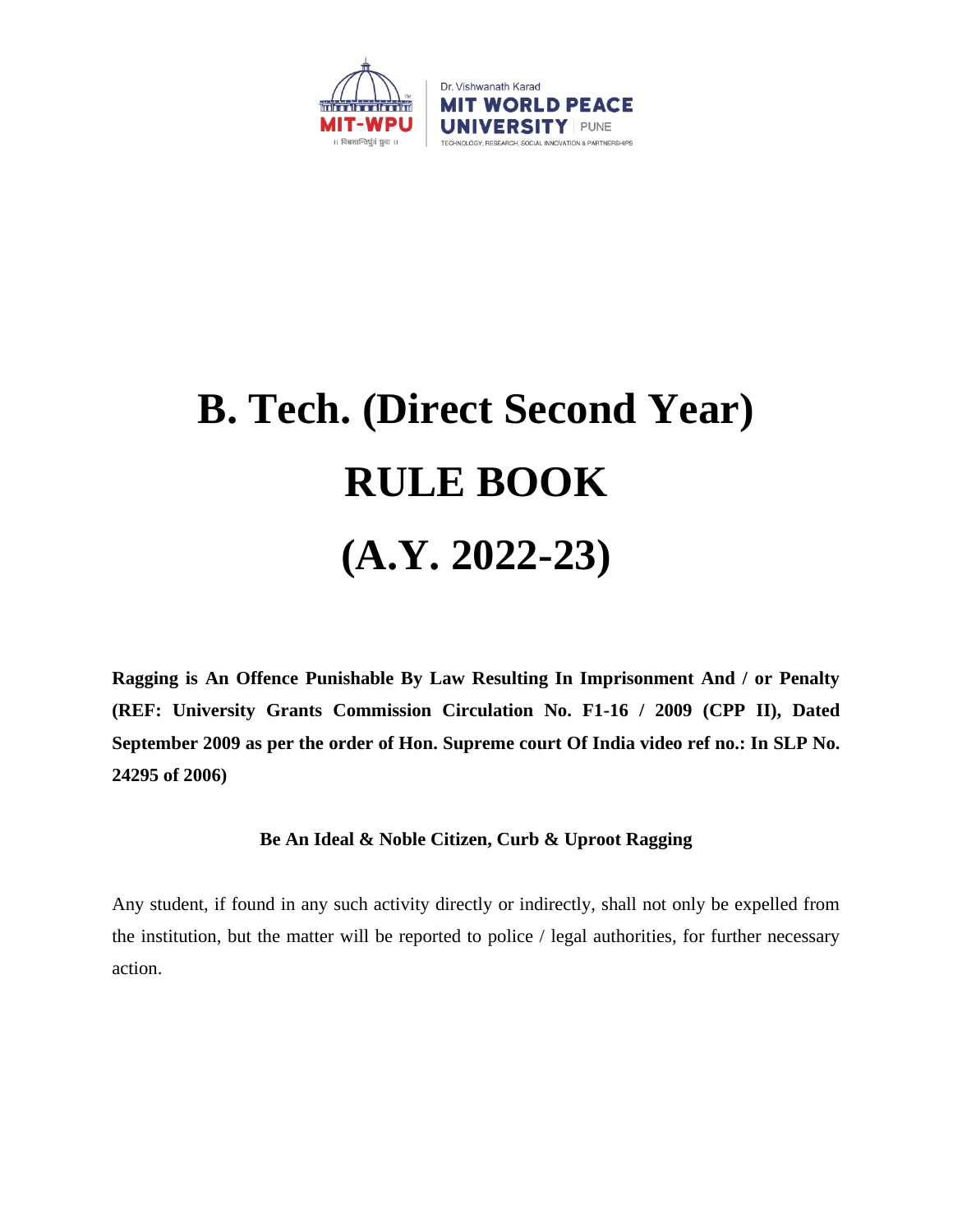Dr. Vishwanath Karad
**MIT WORLD PEACE UNIVERSITY** | PUNE
TECHNOLOGY, RESEARCH, SOCIAL INNOVATION & PARTNERSHIPS

MIT-WPU
॥ विश्वशान्तिर्ध्रुवं ध्रुवा ॥

# B. Tech. (Direct Second Year)
# RULE BOOK
# (A.Y. 2022-23)

**Ragging is An Offence Punishable By Law Resulting In Imprisonment And / or Penalty (REF: University Grants Commission Circulation No. F1-16 / 2009 (CPP II), Dated September 2009 as per the order of Hon. Supreme court Of India video ref no.: In SLP No. 24295 of 2006)**

**Be An Ideal & Noble Citizen, Curb & Uproot Ragging**

Any student, if found in any such activity directly or indirectly, shall not only be expelled from the institution, but the matter will be reported to police / legal authorities, for further necessary action.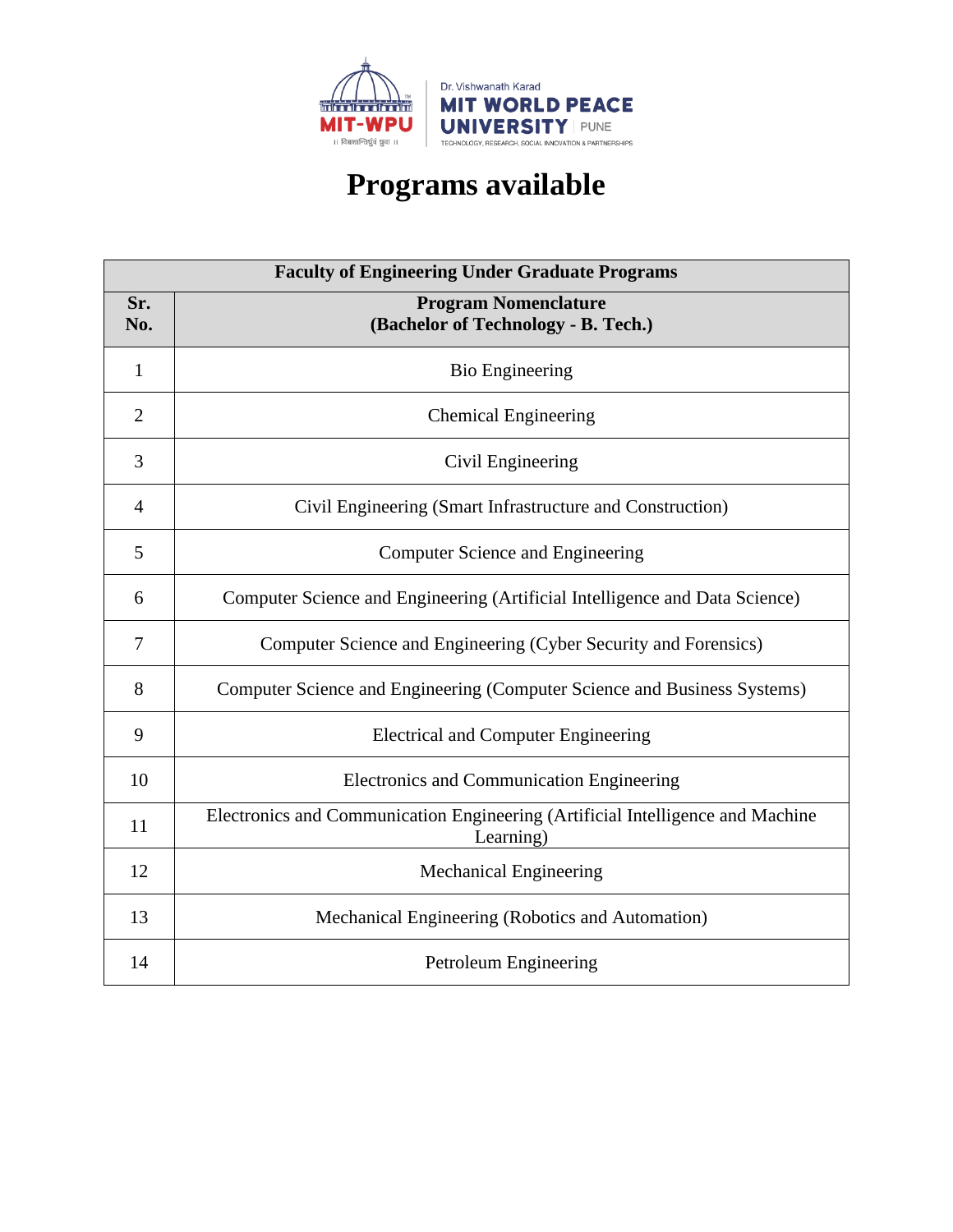# Programs available

| Faculty of Engineering Under Graduate Programs | |
|---|---|
| **Sr. No.** | **Program Nomenclature (Bachelor of Technology - B. Tech.)** |
| 1 | Bio Engineering |
| 2 | Chemical Engineering |
| 3 | Civil Engineering |
| 4 | Civil Engineering (Smart Infrastructure and Construction) |
| 5 | Computer Science and Engineering |
| 6 | Computer Science and Engineering (Artificial Intelligence and Data Science) |
| 7 | Computer Science and Engineering (Cyber Security and Forensics) |
| 8 | Computer Science and Engineering (Computer Science and Business Systems) |
| 9 | Electrical and Computer Engineering |
| 10 | Electronics and Communication Engineering |
| 11 | Electronics and Communication Engineering (Artificial Intelligence and Machine Learning) |
| 12 | Mechanical Engineering |
| 13 | Mechanical Engineering (Robotics and Automation) |
| 14 | Petroleum Engineering |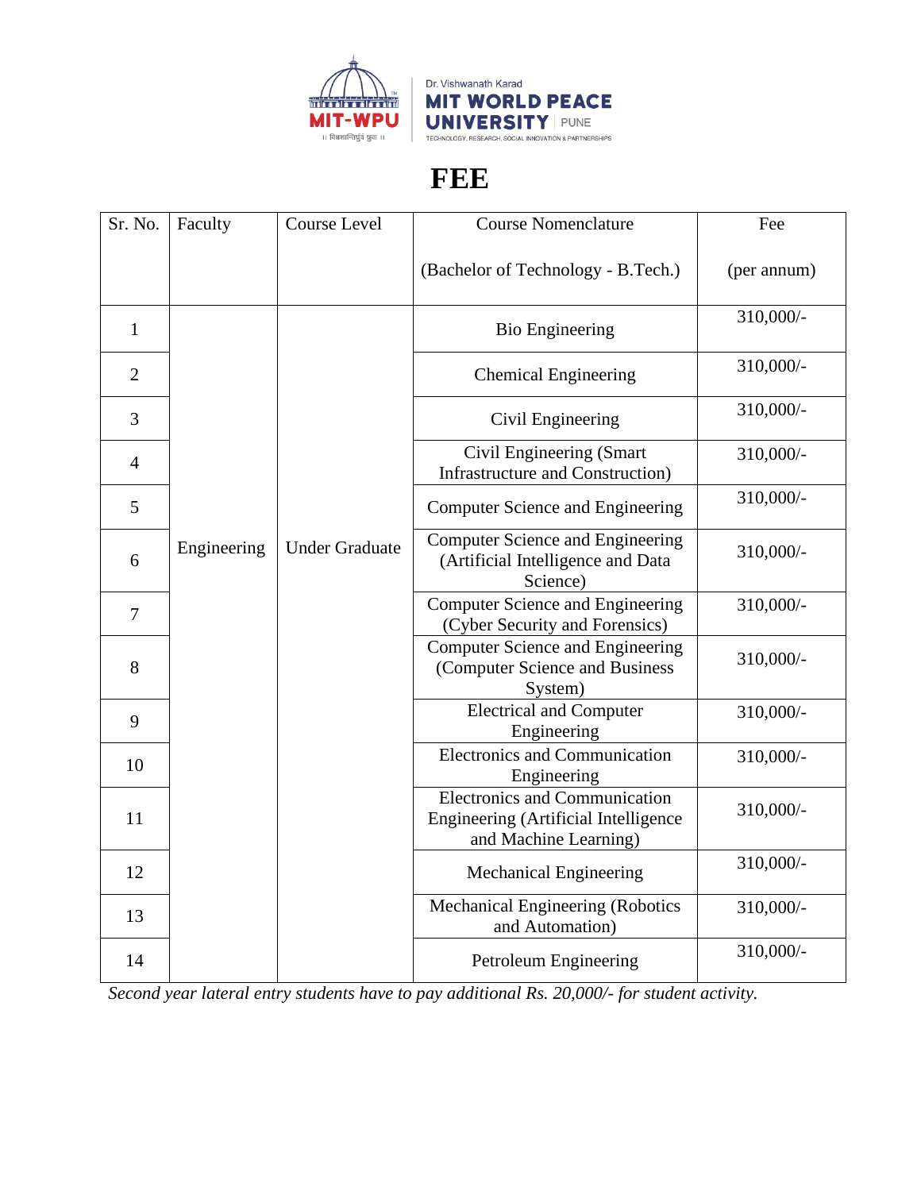Dr. Vishwanath Karad
MIT WORLD PEACE UNIVERSITY | PUNE
TECHNOLOGY, RESEARCH, SOCIAL INNOVATION & PARTNERSHIPS

# FEE

| Sr. No. | Faculty | Course Level | Course Nomenclature (Bachelor of Technology - B.Tech.) | Fee (per annum) |
|---|---|---|---|---|
| 1 | Engineering | Under Graduate | Bio Engineering | 310,000/- |
| 2 | | | Chemical Engineering | 310,000/- |
| 3 | | | Civil Engineering | 310,000/- |
| 4 | | | Civil Engineering (Smart Infrastructure and Construction) | 310,000/- |
| 5 | | | Computer Science and Engineering | 310,000/- |
| 6 | | | Computer Science and Engineering (Artificial Intelligence and Data Science) | 310,000/- |
| 7 | | | Computer Science and Engineering (Cyber Security and Forensics) | 310,000/- |
| 8 | | | Computer Science and Engineering (Computer Science and Business System) | 310,000/- |
| 9 | | | Electrical and Computer Engineering | 310,000/- |
| 10 | | | Electronics and Communication Engineering | 310,000/- |
| 11 | | | Electronics and Communication Engineering (Artificial Intelligence and Machine Learning) | 310,000/- |
| 12 | | | Mechanical Engineering | 310,000/- |
| 13 | | | Mechanical Engineering (Robotics and Automation) | 310,000/- |
| 14 | | | Petroleum Engineering | 310,000/- |

*Second year lateral entry students have to pay additional Rs. 20,000/- for student activity.*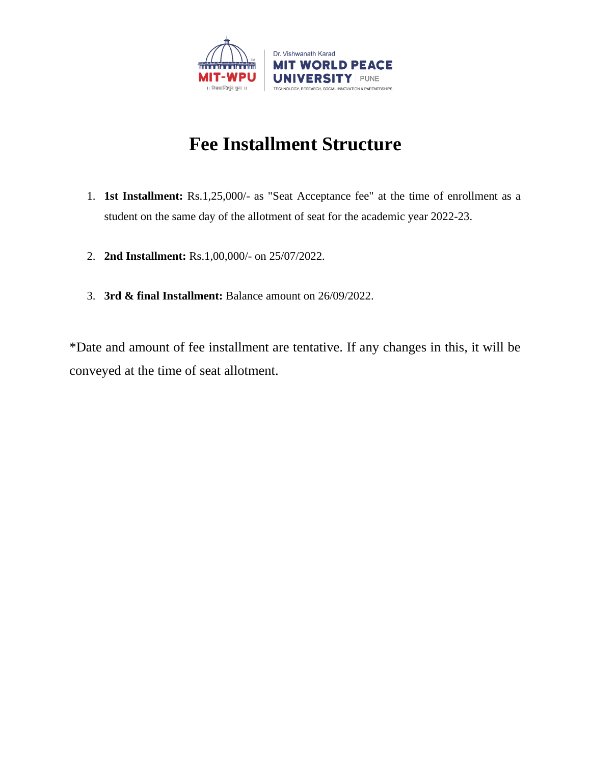Dr. Vishwanath Karad
**MIT WORLD PEACE UNIVERSITY** | PUNE
TECHNOLOGY, RESEARCH, SOCIAL INNOVATION & PARTNERSHIPS

# Fee Installment Structure

1. **1st Installment:** Rs.1,25,000/- as "Seat Acceptance fee" at the time of enrollment as a student on the same day of the allotment of seat for the academic year 2022-23.

2. **2nd Installment:** Rs.1,00,000/- on 25/07/2022.

3. **3rd & final Installment:** Balance amount on 26/09/2022.

*Date and amount of fee installment are tentative. If any changes in this, it will be conveyed at the time of seat allotment.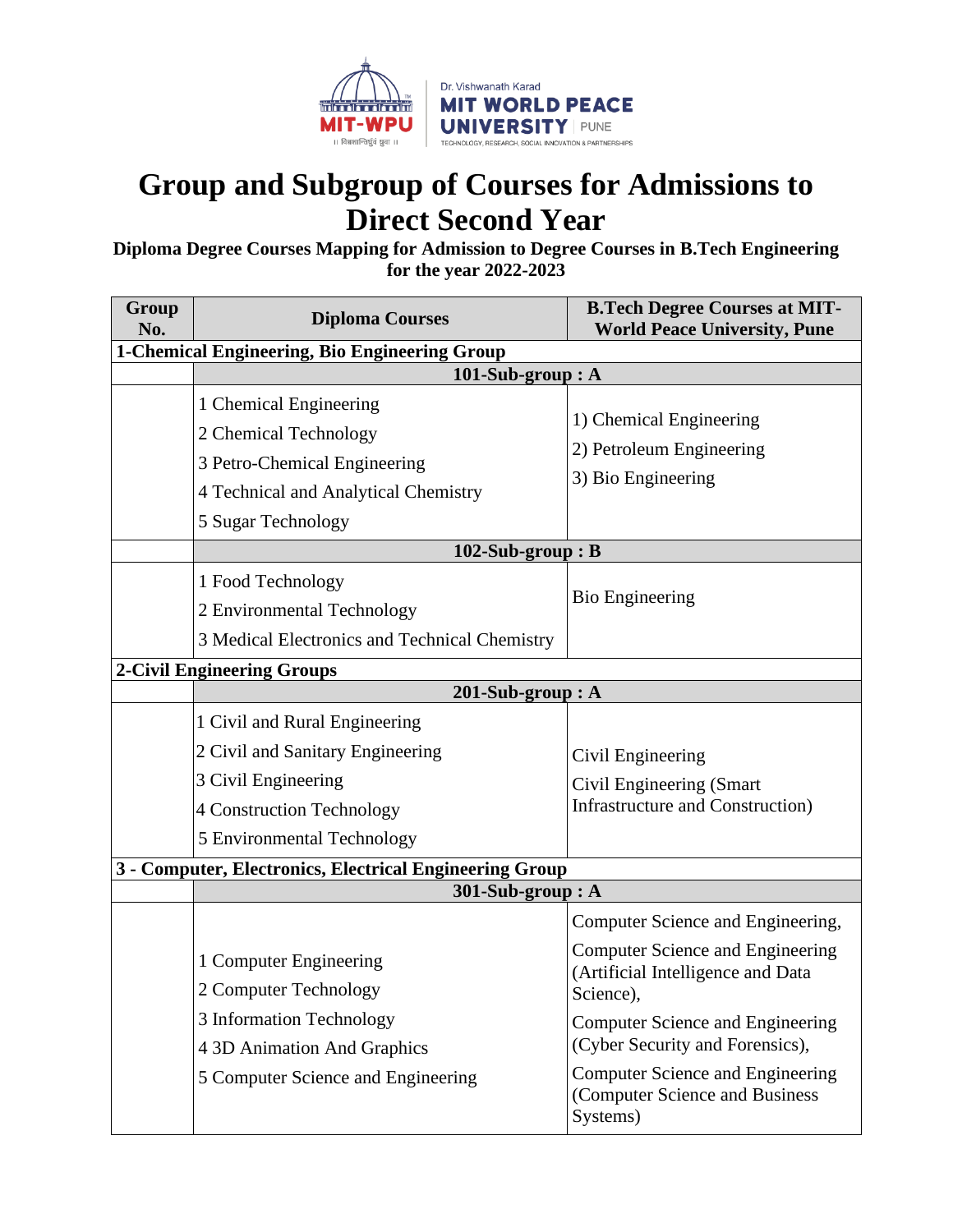# Group and Subgroup of Courses for Admissions to Direct Second Year

**Diploma Degree Courses Mapping for Admission to Degree Courses in B.Tech Engineering for the year 2022-2023**

| Group No. | Diploma Courses | B.Tech Degree Courses at MIT-World Peace University, Pune |
|---|---|---|
| **1-Chemical Engineering, Bio Engineering Group** | | |
| | **101-Sub-group : A** | |
| | 1 Chemical Engineering<br>2 Chemical Technology<br>3 Petro-Chemical Engineering<br>4 Technical and Analytical Chemistry<br>5 Sugar Technology | 1) Chemical Engineering<br>2) Petroleum Engineering<br>3) Bio Engineering |
| | **102-Sub-group : B** | |
| | 1 Food Technology<br>2 Environmental Technology<br>3 Medical Electronics and Technical Chemistry | Bio Engineering |
| **2-Civil Engineering Groups** | | |
| | **201-Sub-group : A** | |
| | 1 Civil and Rural Engineering<br>2 Civil and Sanitary Engineering<br>3 Civil Engineering<br>4 Construction Technology<br>5 Environmental Technology | Civil Engineering<br>Civil Engineering (Smart Infrastructure and Construction) |
| **3 - Computer, Electronics, Electrical Engineering Group** | | |
| | **301-Sub-group : A** | |
| | 1 Computer Engineering<br>2 Computer Technology<br>3 Information Technology<br>4 3D Animation And Graphics<br>5 Computer Science and Engineering | Computer Science and Engineering,<br>Computer Science and Engineering (Artificial Intelligence and Data Science),<br>Computer Science and Engineering (Cyber Security and Forensics),<br>Computer Science and Engineering (Computer Science and Business Systems) |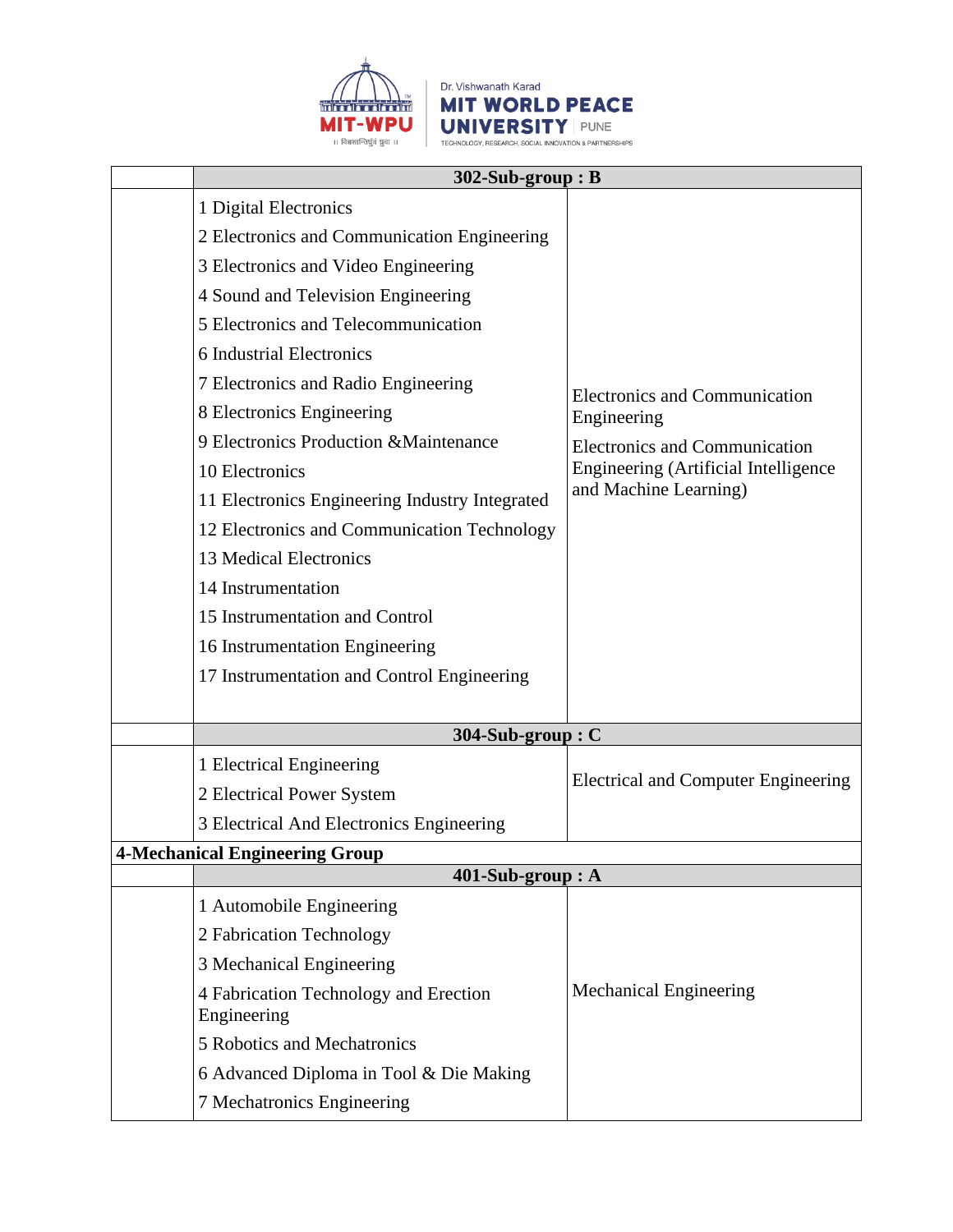| | 302-Sub-group : B | |
|---|---|---|
| | 1 Digital Electronics<br>2 Electronics and Communication Engineering<br>3 Electronics and Video Engineering<br>4 Sound and Television Engineering<br>5 Electronics and Telecommunication<br>6 Industrial Electronics<br>7 Electronics and Radio Engineering<br>8 Electronics Engineering<br>9 Electronics Production &Maintenance<br>10 Electronics<br>11 Electronics Engineering Industry Integrated<br>12 Electronics and Communication Technology<br>13 Medical Electronics<br>14 Instrumentation<br>15 Instrumentation and Control<br>16 Instrumentation Engineering<br>17 Instrumentation and Control Engineering | Electronics and Communication Engineering<br>Electronics and Communication Engineering (Artificial Intelligence and Machine Learning) |
| | 304-Sub-group : C | |
| | 1 Electrical Engineering<br>2 Electrical Power System<br>3 Electrical And Electronics Engineering | Electrical and Computer Engineering |
| **4-Mechanical Engineering Group** | | |
| | 401-Sub-group : A | |
| | 1 Automobile Engineering<br>2 Fabrication Technology<br>3 Mechanical Engineering<br>4 Fabrication Technology and Erection Engineering<br>5 Robotics and Mechatronics<br>6 Advanced Diploma in Tool & Die Making<br>7 Mechatronics Engineering | Mechanical Engineering |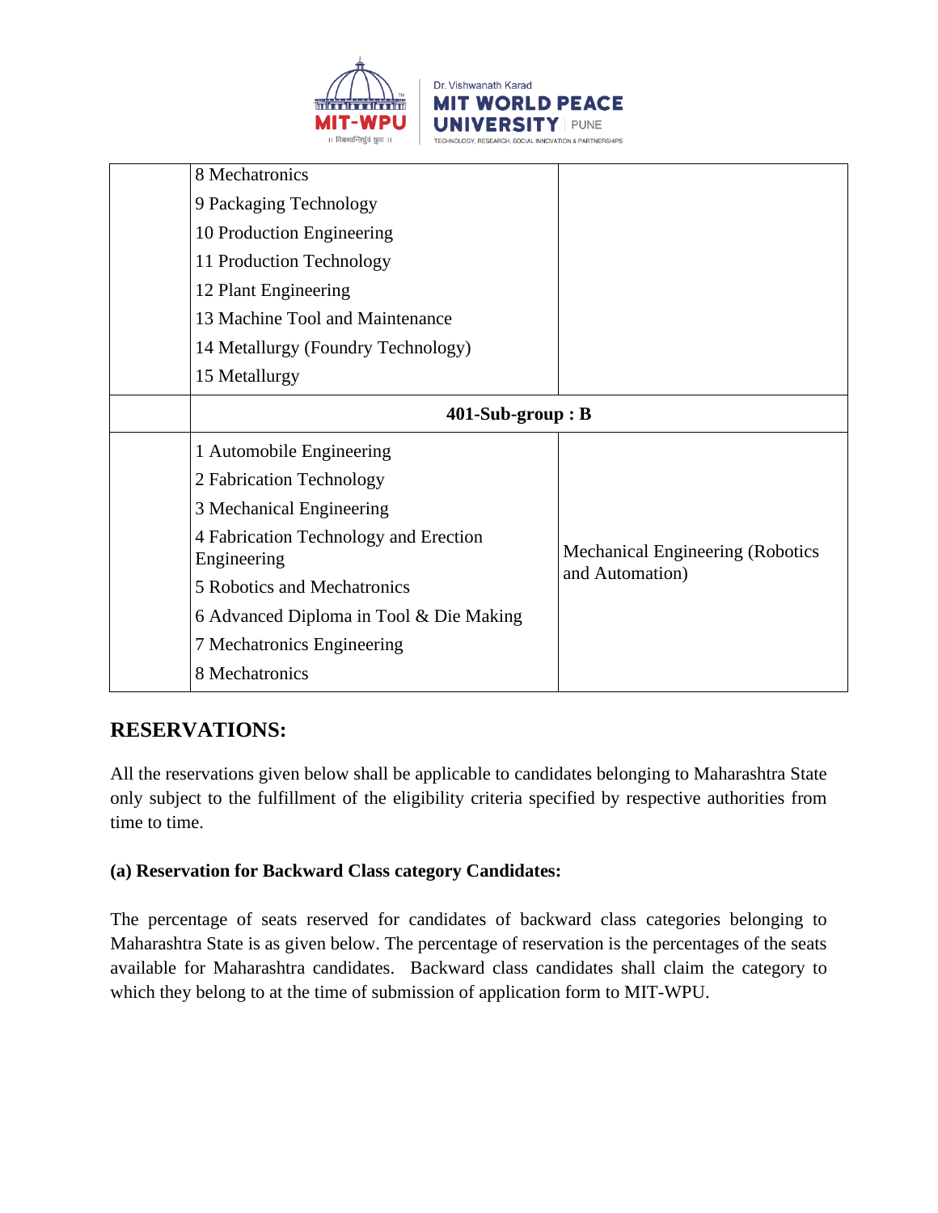|  |  |  |
| --- | --- | --- |
|  | 8 Mechatronics<br>9 Packaging Technology<br>10 Production Engineering<br>11 Production Technology<br>12 Plant Engineering<br>13 Machine Tool and Maintenance<br>14 Metallurgy (Foundry Technology)<br>15 Metallurgy |  |
|  | **401-Sub-group : B** |  |
|  | 1 Automobile Engineering<br>2 Fabrication Technology<br>3 Mechanical Engineering<br>4 Fabrication Technology and Erection Engineering<br>5 Robotics and Mechatronics<br>6 Advanced Diploma in Tool & Die Making<br>7 Mechatronics Engineering<br>8 Mechatronics | Mechanical Engineering (Robotics and Automation) |

## RESERVATIONS:

All the reservations given below shall be applicable to candidates belonging to Maharashtra State only subject to the fulfillment of the eligibility criteria specified by respective authorities from time to time.

**(a) Reservation for Backward Class category Candidates:**

The percentage of seats reserved for candidates of backward class categories belonging to Maharashtra State is as given below. The percentage of reservation is the percentages of the seats available for Maharashtra candidates. Backward class candidates shall claim the category to which they belong to at the time of submission of application form to MIT-WPU.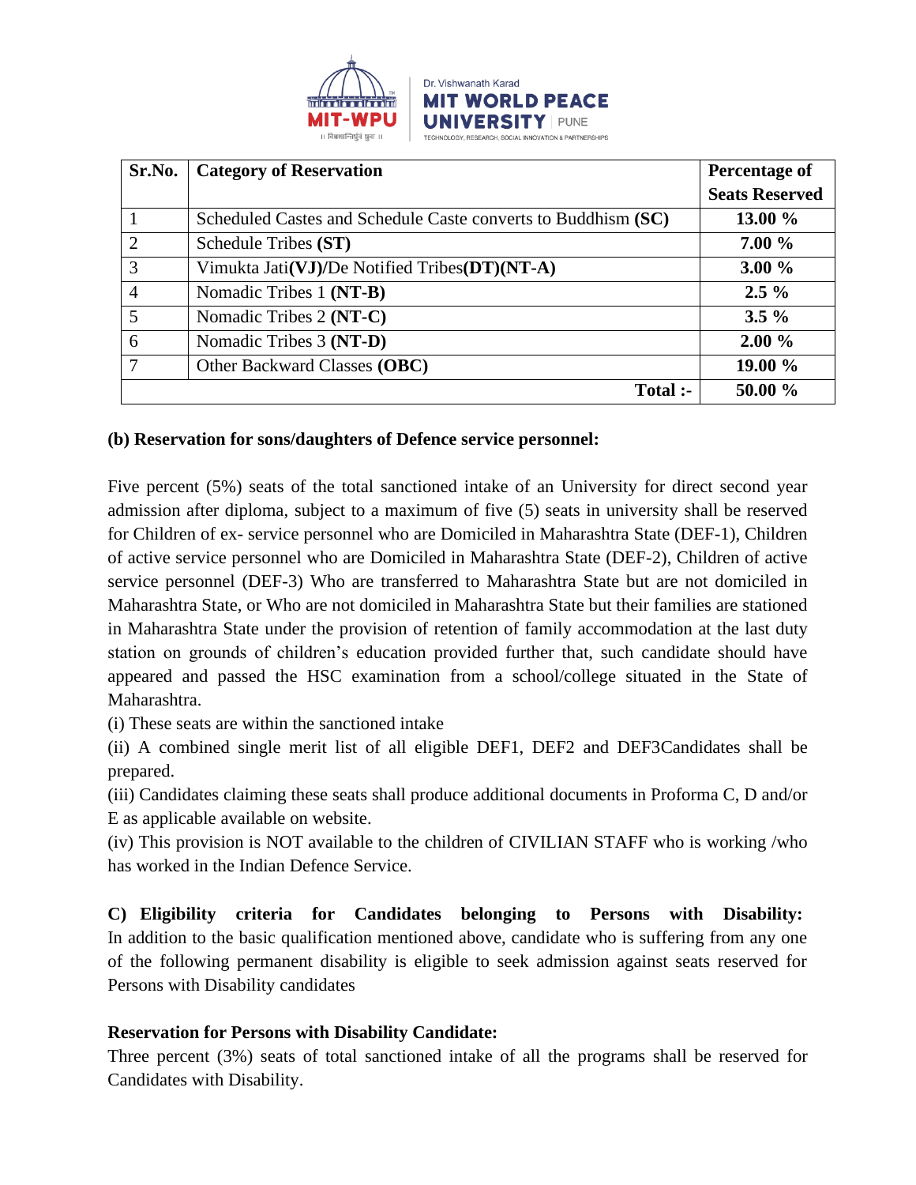| Sr.No. | Category of Reservation | Percentage of Seats Reserved |
|---|---|---|
| 1 | Scheduled Castes and Schedule Caste converts to Buddhism **(SC)** | **13.00 %** |
| 2 | Schedule Tribes **(ST)** | **7.00 %** |
| 3 | Vimukta Jati**(VJ)/**De Notified Tribes**(DT)(NT-A)** | **3.00 %** |
| 4 | Nomadic Tribes 1 **(NT-B)** | **2.5 %** |
| 5 | Nomadic Tribes 2 **(NT-C)** | **3.5 %** |
| 6 | Nomadic Tribes 3 **(NT-D)** | **2.00 %** |
| 7 | Other Backward Classes **(OBC)** | **19.00 %** |
| | **Total :-** | **50.00 %** |

**(b) Reservation for sons/daughters of Defence service personnel:**

Five percent (5%) seats of the total sanctioned intake of an University for direct second year admission after diploma, subject to a maximum of five (5) seats in university shall be reserved for Children of ex- service personnel who are Domiciled in Maharashtra State (DEF-1), Children of active service personnel who are Domiciled in Maharashtra State (DEF-2), Children of active service personnel (DEF-3) Who are transferred to Maharashtra State but are not domiciled in Maharashtra State, or Who are not domiciled in Maharashtra State but their families are stationed in Maharashtra State under the provision of retention of family accommodation at the last duty station on grounds of children's education provided further that, such candidate should have appeared and passed the HSC examination from a school/college situated in the State of Maharashtra.

(i) These seats are within the sanctioned intake

(ii) A combined single merit list of all eligible DEF1, DEF2 and DEF3Candidates shall be prepared.

(iii) Candidates claiming these seats shall produce additional documents in Proforma C, D and/or E as applicable available on website.

(iv) This provision is NOT available to the children of CIVILIAN STAFF who is working /who has worked in the Indian Defence Service.

**C) Eligibility criteria for Candidates belonging to Persons with Disability:** In addition to the basic qualification mentioned above, candidate who is suffering from any one of the following permanent disability is eligible to seek admission against seats reserved for Persons with Disability candidates

**Reservation for Persons with Disability Candidate:**

Three percent (3%) seats of total sanctioned intake of all the programs shall be reserved for Candidates with Disability.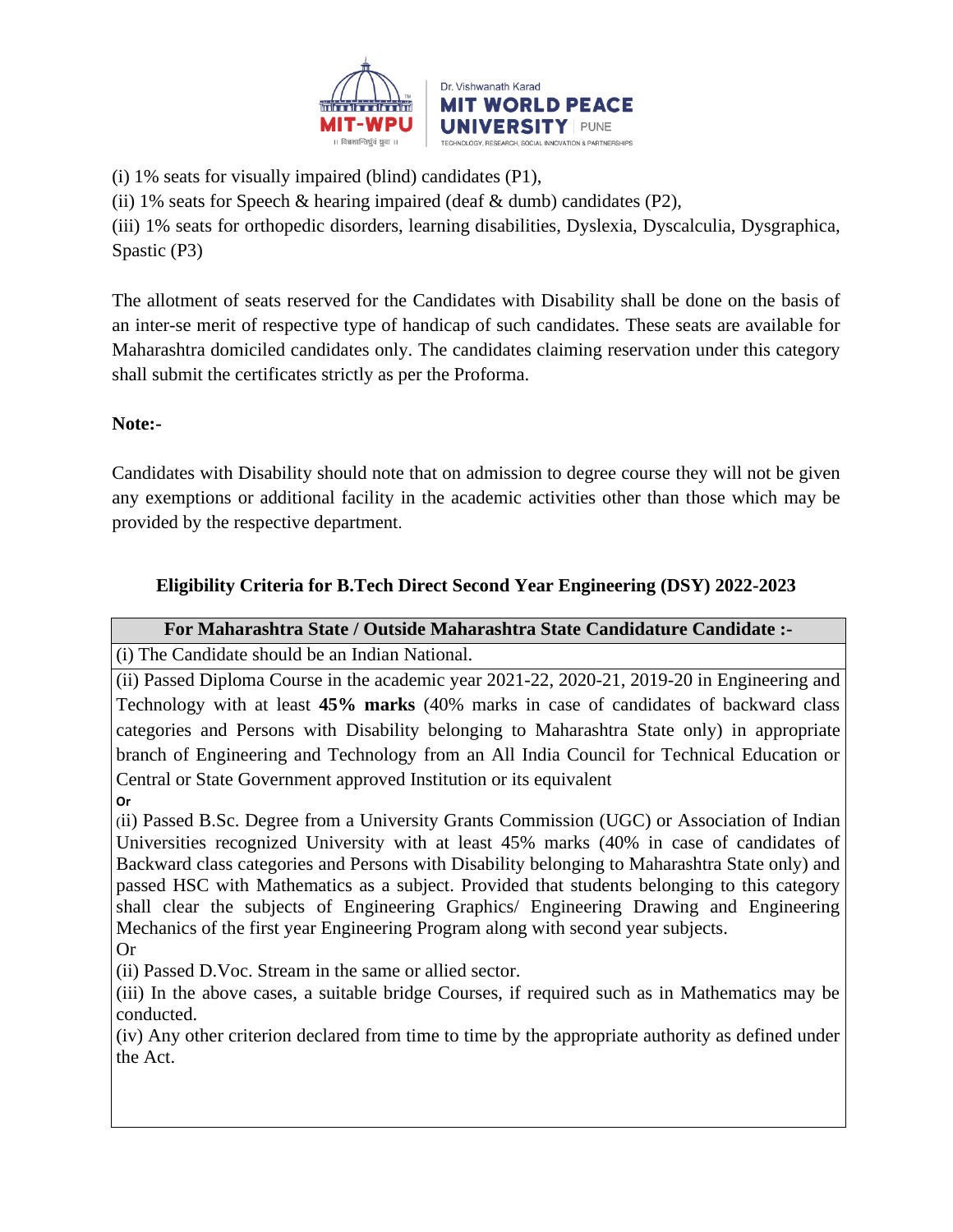(i) 1% seats for visually impaired (blind) candidates (P1),

(ii) 1% seats for Speech & hearing impaired (deaf & dumb) candidates (P2),

(iii) 1% seats for orthopedic disorders, learning disabilities, Dyslexia, Dyscalculia, Dysgraphica, Spastic (P3)

The allotment of seats reserved for the Candidates with Disability shall be done on the basis of an inter-se merit of respective type of handicap of such candidates. These seats are available for Maharashtra domiciled candidates only. The candidates claiming reservation under this category shall submit the certificates strictly as per the Proforma.

**Note:-**

Candidates with Disability should note that on admission to degree course they will not be given any exemptions or additional facility in the academic activities other than those which may be provided by the respective department.

### Eligibility Criteria for B.Tech Direct Second Year Engineering (DSY) 2022-2023

| For Maharashtra State / Outside Maharashtra State Candidature Candidate :- |
|---|
| (i) The Candidate should be an Indian National. |
| (ii) Passed Diploma Course in the academic year 2021-22, 2020-21, 2019-20 in Engineering and Technology with at least **45% marks** (40% marks in case of candidates of backward class categories and Persons with Disability belonging to Maharashtra State only) in appropriate branch of Engineering and Technology from an All India Council for Technical Education or Central or State Government approved Institution or its equivalent<br>**Or**<br>(ii) Passed B.Sc. Degree from a University Grants Commission (UGC) or Association of Indian Universities recognized University with at least 45% marks (40% in case of candidates of Backward class categories and Persons with Disability belonging to Maharashtra State only) and passed HSC with Mathematics as a subject. Provided that students belonging to this category shall clear the subjects of Engineering Graphics/ Engineering Drawing and Engineering Mechanics of the first year Engineering Program along with second year subjects.<br>Or<br>(ii) Passed D.Voc. Stream in the same or allied sector.<br>(iii) In the above cases, a suitable bridge Courses, if required such as in Mathematics may be conducted.<br>(iv) Any other criterion declared from time to time by the appropriate authority as defined under the Act. |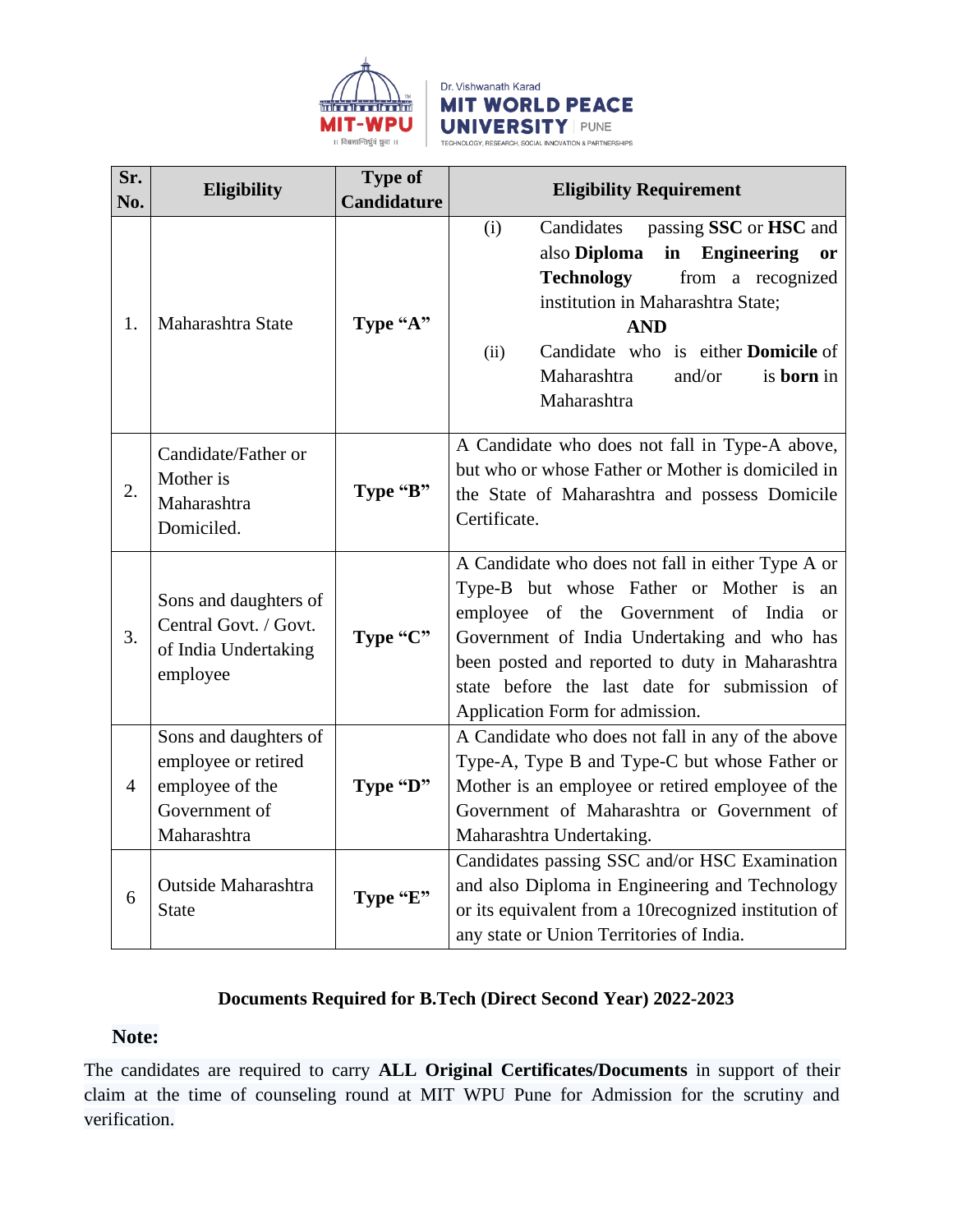| Sr. No. | Eligibility | Type of Candidature | Eligibility Requirement |
|---|---|---|---|
| 1. | Maharashtra State | **Type "A"** | (i) Candidates passing **SSC** or **HSC** and also **Diploma in Engineering or Technology** from a recognized institution in Maharashtra State; **AND** (ii) Candidate who is either **Domicile** of Maharashtra and/or is **born** in Maharashtra |
| 2. | Candidate/Father or Mother is Maharashtra Domiciled. | **Type "B"** | A Candidate who does not fall in Type-A above, but who or whose Father or Mother is domiciled in the State of Maharashtra and possess Domicile Certificate. |
| 3. | Sons and daughters of Central Govt. / Govt. of India Undertaking employee | **Type "C"** | A Candidate who does not fall in either Type A or Type-B but whose Father or Mother is an employee of the Government of India or Government of India Undertaking and who has been posted and reported to duty in Maharashtra state before the last date for submission of Application Form for admission. |
| 4 | Sons and daughters of employee or retired employee of the Government of Maharashtra | **Type "D"** | A Candidate who does not fall in any of the above Type-A, Type B and Type-C but whose Father or Mother is an employee or retired employee of the Government of Maharashtra or Government of Maharashtra Undertaking. |
| 6 | Outside Maharashtra State | **Type "E"** | Candidates passing SSC and/or HSC Examination and also Diploma in Engineering and Technology or its equivalent from a 10recognized institution of any state or Union Territories of India. |

## Documents Required for B.Tech (Direct Second Year) 2022-2023

**Note:**

The candidates are required to carry **ALL Original Certificates/Documents** in support of their claim at the time of counseling round at MIT WPU Pune for Admission for the scrutiny and verification.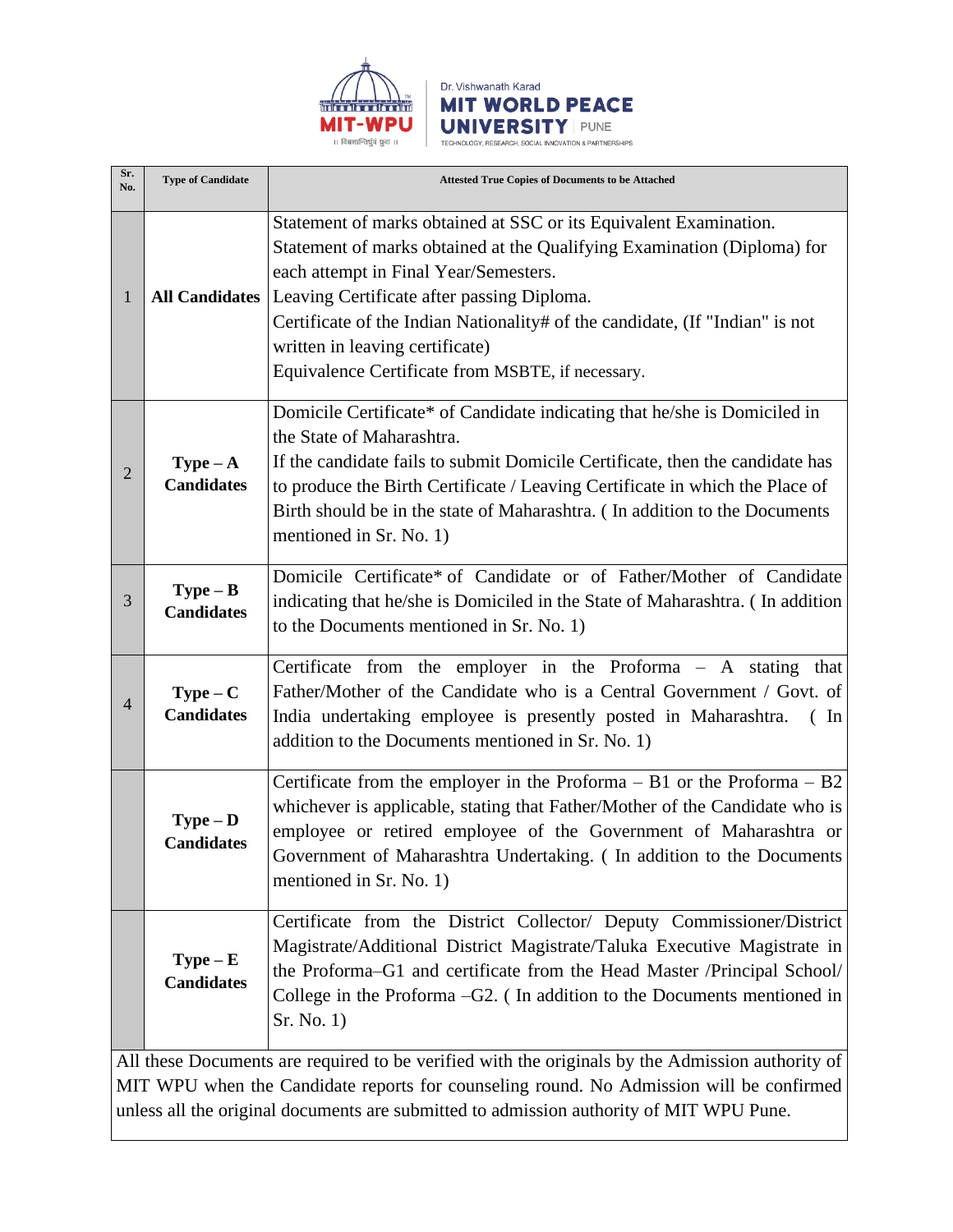| Sr. No. | Type of Candidate | Attested True Copies of Documents to be Attached |
|---|---|---|
| 1 | **All Candidates** | Statement of marks obtained at SSC or its Equivalent Examination.<br>Statement of marks obtained at the Qualifying Examination (Diploma) for each attempt in Final Year/Semesters.<br>Leaving Certificate after passing Diploma.<br>Certificate of the Indian Nationality# of the candidate, (If "Indian" is not written in leaving certificate)<br>Equivalence Certificate from MSBTE, if necessary. |
| 2 | **Type – A Candidates** | Domicile Certificate* of Candidate indicating that he/she is Domiciled in the State of Maharashtra.<br>If the candidate fails to submit Domicile Certificate, then the candidate has to produce the Birth Certificate / Leaving Certificate in which the Place of Birth should be in the state of Maharashtra. ( In addition to the Documents mentioned in Sr. No. 1) |
| 3 | **Type – B Candidates** | Domicile Certificate* of Candidate or of Father/Mother of Candidate indicating that he/she is Domiciled in the State of Maharashtra. ( In addition to the Documents mentioned in Sr. No. 1) |
| 4 | **Type – C Candidates** | Certificate from the employer in the Proforma – A stating that Father/Mother of the Candidate who is a Central Government / Govt. of India undertaking employee is presently posted in Maharashtra. ( In addition to the Documents mentioned in Sr. No. 1) |
| | **Type – D Candidates** | Certificate from the employer in the Proforma – B1 or the Proforma – B2 whichever is applicable, stating that Father/Mother of the Candidate who is employee or retired employee of the Government of Maharashtra or Government of Maharashtra Undertaking. ( In addition to the Documents mentioned in Sr. No. 1) |
| | **Type – E Candidates** | Certificate from the District Collector/ Deputy Commissioner/District Magistrate/Additional District Magistrate/Taluka Executive Magistrate in the Proforma–G1 and certificate from the Head Master /Principal School/ College in the Proforma –G2. ( In addition to the Documents mentioned in Sr. No. 1) |

All these Documents are required to be verified with the originals by the Admission authority of MIT WPU when the Candidate reports for counseling round. No Admission will be confirmed unless all the original documents are submitted to admission authority of MIT WPU Pune.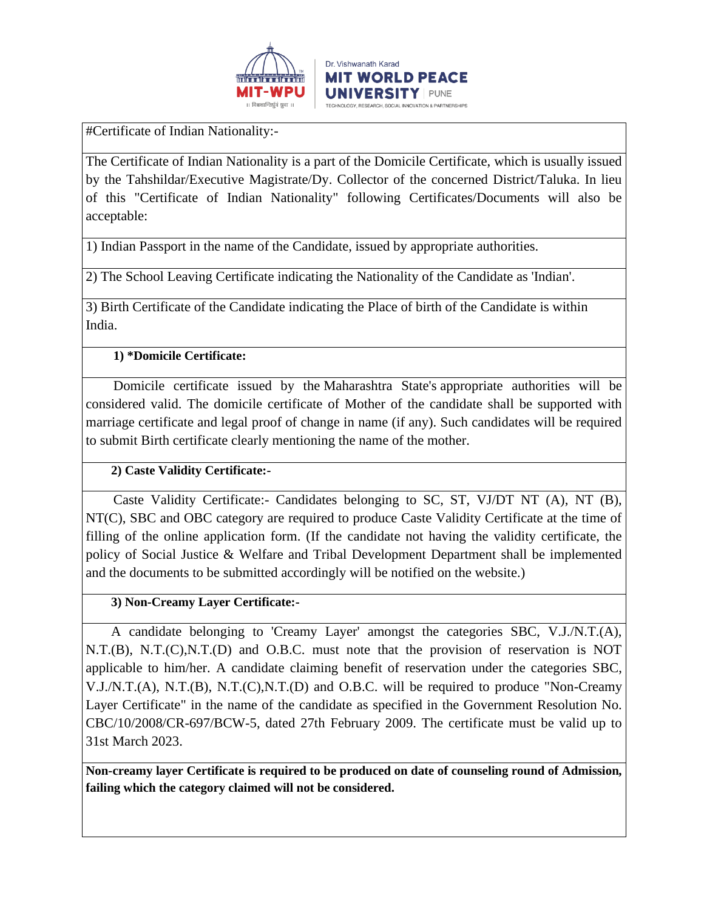#Certificate of Indian Nationality:-

The Certificate of Indian Nationality is a part of the Domicile Certificate, which is usually issued by the Tahshildar/Executive Magistrate/Dy. Collector of the concerned District/Taluka. In lieu of this "Certificate of Indian Nationality" following Certificates/Documents will also be acceptable:

1) Indian Passport in the name of the Candidate, issued by appropriate authorities.

2) The School Leaving Certificate indicating the Nationality of the Candidate as 'Indian'.

3) Birth Certificate of the Candidate indicating the Place of birth of the Candidate is within India.

**1) *Domicile Certificate:**

Domicile certificate issued by the Maharashtra State's appropriate authorities will be considered valid. The domicile certificate of Mother of the candidate shall be supported with marriage certificate and legal proof of change in name (if any). Such candidates will be required to submit Birth certificate clearly mentioning the name of the mother.

**2) Caste Validity Certificate:-**

Caste Validity Certificate:- Candidates belonging to SC, ST, VJ/DT NT (A), NT (B), NT(C), SBC and OBC category are required to produce Caste Validity Certificate at the time of filling of the online application form. (If the candidate not having the validity certificate, the policy of Social Justice & Welfare and Tribal Development Department shall be implemented and the documents to be submitted accordingly will be notified on the website.)

**3) Non-Creamy Layer Certificate:-**

A candidate belonging to 'Creamy Layer' amongst the categories SBC, V.J./N.T.(A), N.T.(B), N.T.(C),N.T.(D) and O.B.C. must note that the provision of reservation is NOT applicable to him/her. A candidate claiming benefit of reservation under the categories SBC, V.J./N.T.(A), N.T.(B), N.T.(C),N.T.(D) and O.B.C. will be required to produce "Non-Creamy Layer Certificate" in the name of the candidate as specified in the Government Resolution No. CBC/10/2008/CR-697/BCW-5, dated 27th February 2009. The certificate must be valid up to 31st March 2023.

**Non-creamy layer Certificate is required to be produced on date of counseling round of Admission, failing which the category claimed will not be considered.**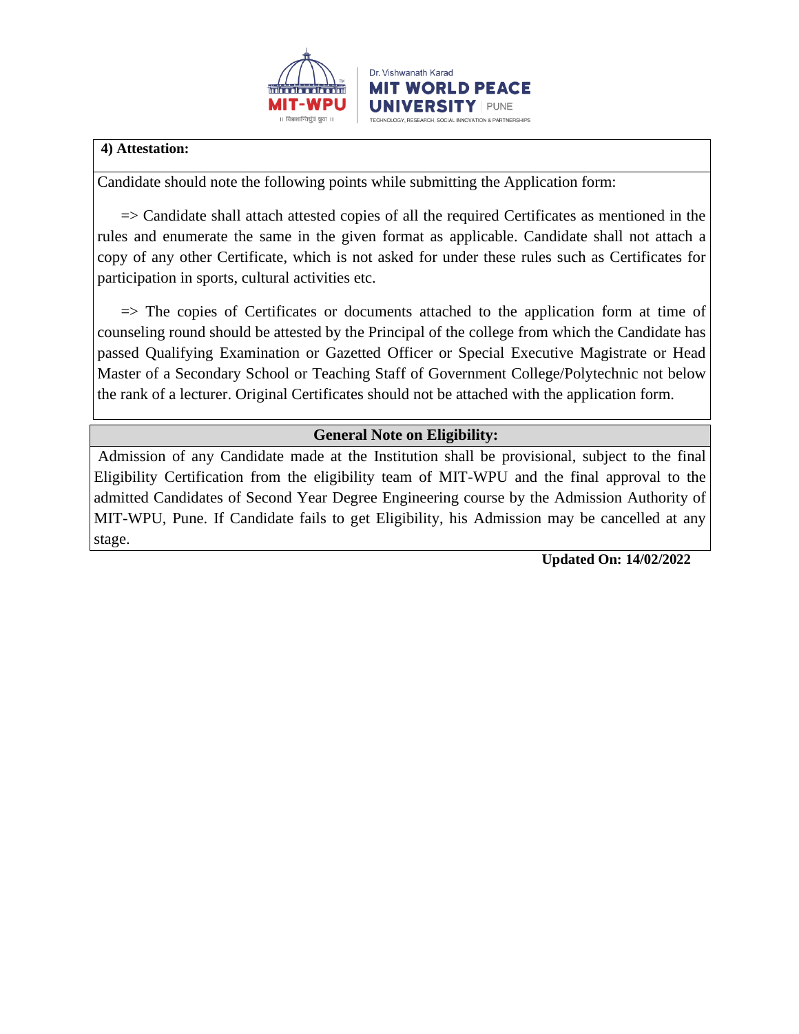**4) Attestation:**

Candidate should note the following points while submitting the Application form:

=> Candidate shall attach attested copies of all the required Certificates as mentioned in the rules and enumerate the same in the given format as applicable. Candidate shall not attach a copy of any other Certificate, which is not asked for under these rules such as Certificates for participation in sports, cultural activities etc.

=> The copies of Certificates or documents attached to the application form at time of counseling round should be attested by the Principal of the college from which the Candidate has passed Qualifying Examination or Gazetted Officer or Special Executive Magistrate or Head Master of a Secondary School or Teaching Staff of Government College/Polytechnic not below the rank of a lecturer. Original Certificates should not be attached with the application form.

**General Note on Eligibility:**

Admission of any Candidate made at the Institution shall be provisional, subject to the final Eligibility Certification from the eligibility team of MIT-WPU and the final approval to the admitted Candidates of Second Year Degree Engineering course by the Admission Authority of MIT-WPU, Pune. If Candidate fails to get Eligibility, his Admission may be cancelled at any stage.

**Updated On: 14/02/2022**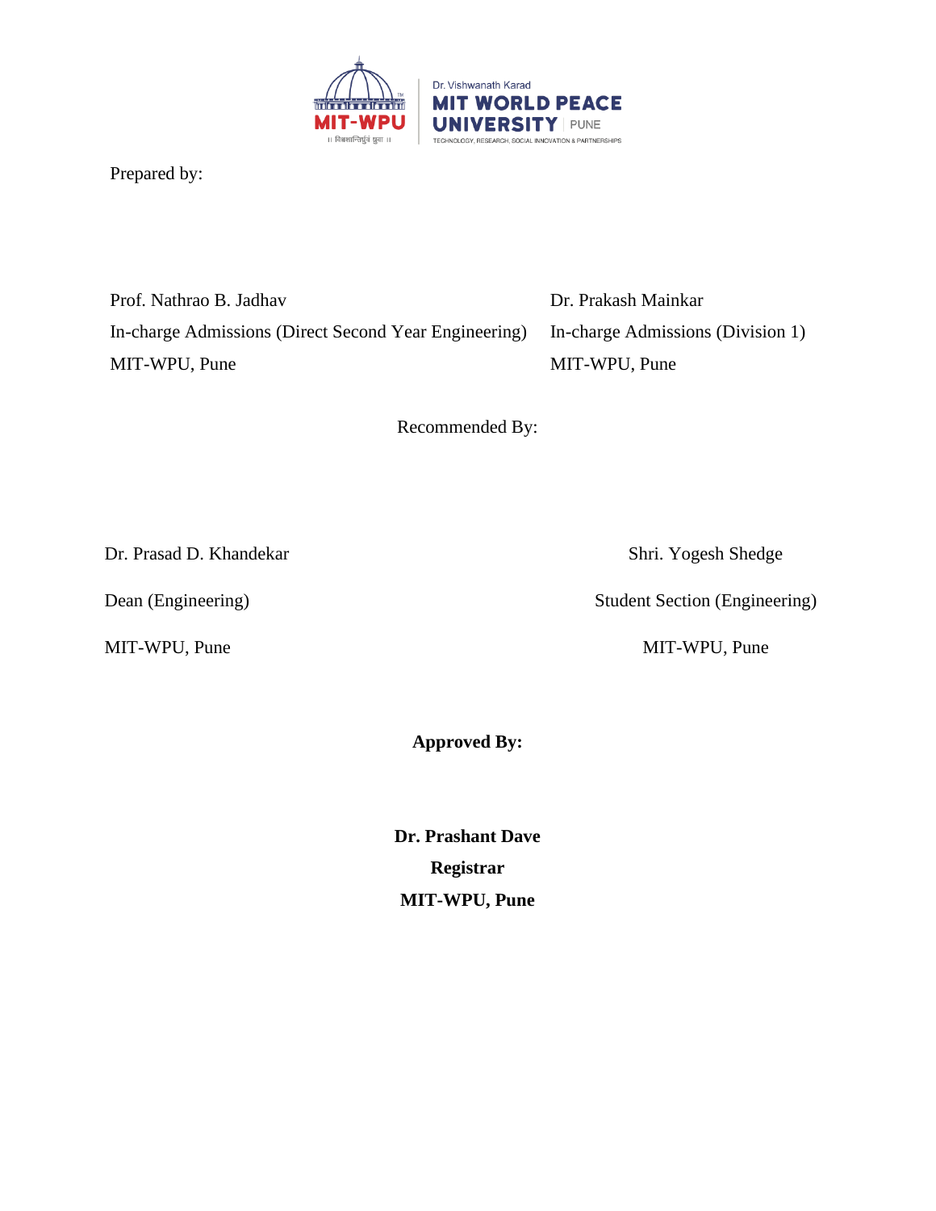Prepared by:

Prof. Nathrao B. Jadhav
In-charge Admissions (Direct Second Year Engineering)
MIT-WPU, Pune

Dr. Prakash Mainkar
In-charge Admissions (Division 1)
MIT-WPU, Pune

Recommended By:

Dr. Prasad D. Khandekar

Dean (Engineering)

MIT-WPU, Pune

Shri. Yogesh Shedge

Student Section (Engineering)

MIT-WPU, Pune

**Approved By:**

**Dr. Prashant Dave**
**Registrar**
**MIT-WPU, Pune**